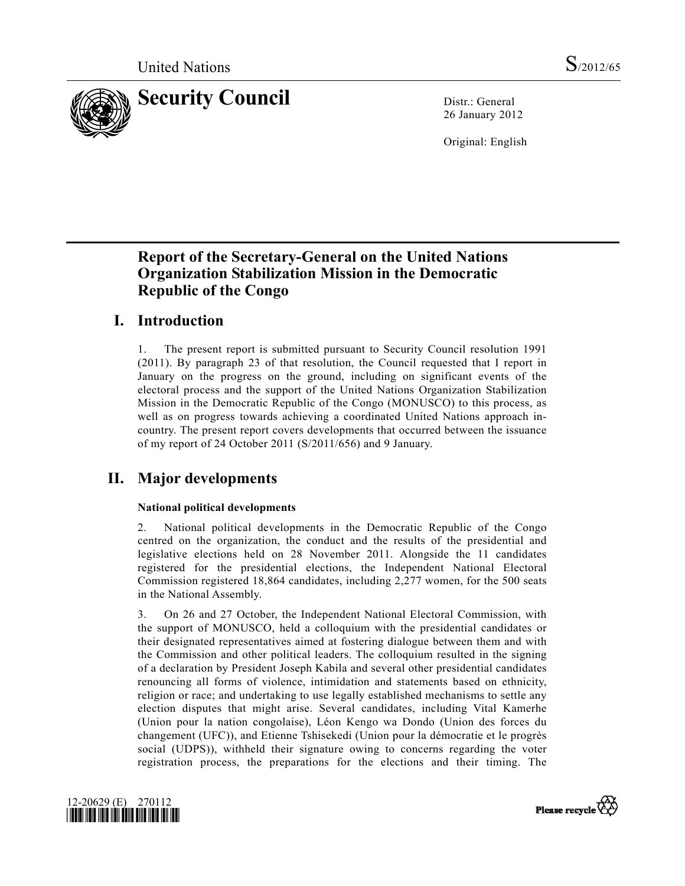United Nations S/2012/65

# Security Council

Distr.: General
26 January 2012

Original: English

## Report of the Secretary-General on the United Nations Organization Stabilization Mission in the Democratic Republic of the Congo

## I. Introduction

1. The present report is submitted pursuant to Security Council resolution 1991 (2011). By paragraph 23 of that resolution, the Council requested that I report in January on the progress on the ground, including on significant events of the electoral process and the support of the United Nations Organization Stabilization Mission in the Democratic Republic of the Congo (MONUSCO) to this process, as well as on progress towards achieving a coordinated United Nations approach in-country. The present report covers developments that occurred between the issuance of my report of 24 October 2011 (S/2011/656) and 9 January.

## II. Major developments

### National political developments

2. National political developments in the Democratic Republic of the Congo centred on the organization, the conduct and the results of the presidential and legislative elections held on 28 November 2011. Alongside the 11 candidates registered for the presidential elections, the Independent National Electoral Commission registered 18,864 candidates, including 2,277 women, for the 500 seats in the National Assembly.

3. On 26 and 27 October, the Independent National Electoral Commission, with the support of MONUSCO, held a colloquium with the presidential candidates or their designated representatives aimed at fostering dialogue between them and with the Commission and other political leaders. The colloquium resulted in the signing of a declaration by President Joseph Kabila and several other presidential candidates renouncing all forms of violence, intimidation and statements based on ethnicity, religion or race; and undertaking to use legally established mechanisms to settle any election disputes that might arise. Several candidates, including Vital Kamerhe (Union pour la nation congolaise), Léon Kengo wa Dondo (Union des forces du changement (UFC)), and Etienne Tshisekedi (Union pour la démocratie et le progrès social (UDPS)), withheld their signature owing to concerns regarding the voter registration process, the preparations for the elections and their timing. The

12-20629 (E) 270112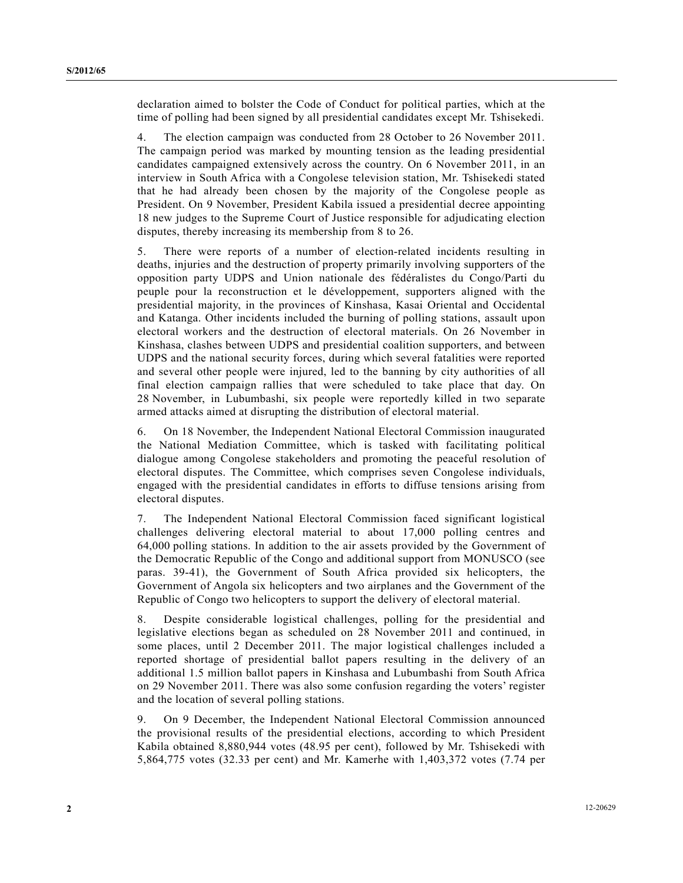declaration aimed to bolster the Code of Conduct for political parties, which at the time of polling had been signed by all presidential candidates except Mr. Tshisekedi.

4. The election campaign was conducted from 28 October to 26 November 2011. The campaign period was marked by mounting tension as the leading presidential candidates campaigned extensively across the country. On 6 November 2011, in an interview in South Africa with a Congolese television station, Mr. Tshisekedi stated that he had already been chosen by the majority of the Congolese people as President. On 9 November, President Kabila issued a presidential decree appointing 18 new judges to the Supreme Court of Justice responsible for adjudicating election disputes, thereby increasing its membership from 8 to 26.

5. There were reports of a number of election-related incidents resulting in deaths, injuries and the destruction of property primarily involving supporters of the opposition party UDPS and Union nationale des fédéralistes du Congo/Parti du peuple pour la reconstruction et le développement, supporters aligned with the presidential majority, in the provinces of Kinshasa, Kasai Oriental and Occidental and Katanga. Other incidents included the burning of polling stations, assault upon electoral workers and the destruction of electoral materials. On 26 November in Kinshasa, clashes between UDPS and presidential coalition supporters, and between UDPS and the national security forces, during which several fatalities were reported and several other people were injured, led to the banning by city authorities of all final election campaign rallies that were scheduled to take place that day. On 28 November, in Lubumbashi, six people were reportedly killed in two separate armed attacks aimed at disrupting the distribution of electoral material.

6. On 18 November, the Independent National Electoral Commission inaugurated the National Mediation Committee, which is tasked with facilitating political dialogue among Congolese stakeholders and promoting the peaceful resolution of electoral disputes. The Committee, which comprises seven Congolese individuals, engaged with the presidential candidates in efforts to diffuse tensions arising from electoral disputes.

7. The Independent National Electoral Commission faced significant logistical challenges delivering electoral material to about 17,000 polling centres and 64,000 polling stations. In addition to the air assets provided by the Government of the Democratic Republic of the Congo and additional support from MONUSCO (see paras. 39-41), the Government of South Africa provided six helicopters, the Government of Angola six helicopters and two airplanes and the Government of the Republic of Congo two helicopters to support the delivery of electoral material.

8. Despite considerable logistical challenges, polling for the presidential and legislative elections began as scheduled on 28 November 2011 and continued, in some places, until 2 December 2011. The major logistical challenges included a reported shortage of presidential ballot papers resulting in the delivery of an additional 1.5 million ballot papers in Kinshasa and Lubumbashi from South Africa on 29 November 2011. There was also some confusion regarding the voters' register and the location of several polling stations.

9. On 9 December, the Independent National Electoral Commission announced the provisional results of the presidential elections, according to which President Kabila obtained 8,880,944 votes (48.95 per cent), followed by Mr. Tshisekedi with 5,864,775 votes (32.33 per cent) and Mr. Kamerhe with 1,403,372 votes (7.74 per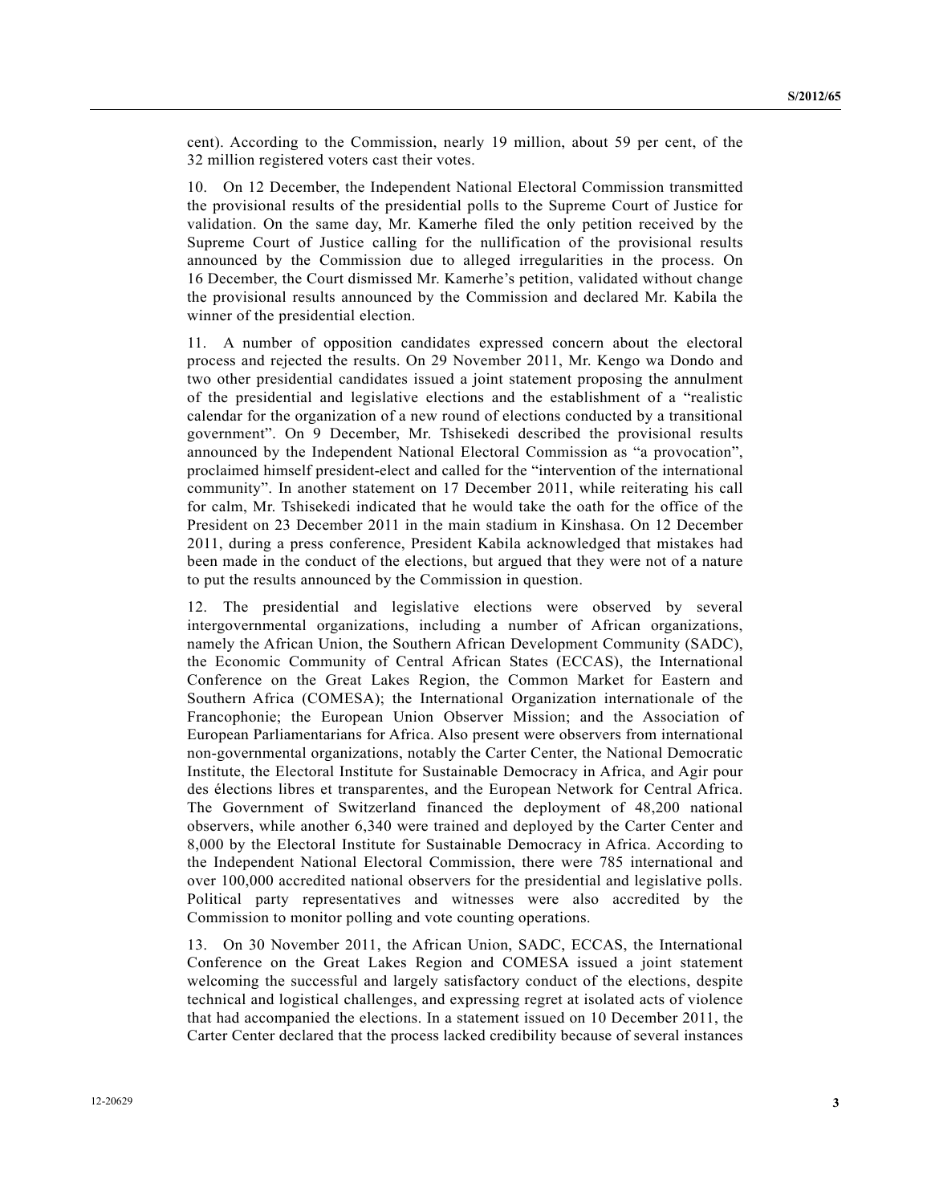cent). According to the Commission, nearly 19 million, about 59 per cent, of the 32 million registered voters cast their votes.

10. On 12 December, the Independent National Electoral Commission transmitted the provisional results of the presidential polls to the Supreme Court of Justice for validation. On the same day, Mr. Kamerhe filed the only petition received by the Supreme Court of Justice calling for the nullification of the provisional results announced by the Commission due to alleged irregularities in the process. On 16 December, the Court dismissed Mr. Kamerhe's petition, validated without change the provisional results announced by the Commission and declared Mr. Kabila the winner of the presidential election.

11. A number of opposition candidates expressed concern about the electoral process and rejected the results. On 29 November 2011, Mr. Kengo wa Dondo and two other presidential candidates issued a joint statement proposing the annulment of the presidential and legislative elections and the establishment of a "realistic calendar for the organization of a new round of elections conducted by a transitional government". On 9 December, Mr. Tshisekedi described the provisional results announced by the Independent National Electoral Commission as "a provocation", proclaimed himself president-elect and called for the "intervention of the international community". In another statement on 17 December 2011, while reiterating his call for calm, Mr. Tshisekedi indicated that he would take the oath for the office of the President on 23 December 2011 in the main stadium in Kinshasa. On 12 December 2011, during a press conference, President Kabila acknowledged that mistakes had been made in the conduct of the elections, but argued that they were not of a nature to put the results announced by the Commission in question.

12. The presidential and legislative elections were observed by several intergovernmental organizations, including a number of African organizations, namely the African Union, the Southern African Development Community (SADC), the Economic Community of Central African States (ECCAS), the International Conference on the Great Lakes Region, the Common Market for Eastern and Southern Africa (COMESA); the International Organization internationale of the Francophonie; the European Union Observer Mission; and the Association of European Parliamentarians for Africa. Also present were observers from international non-governmental organizations, notably the Carter Center, the National Democratic Institute, the Electoral Institute for Sustainable Democracy in Africa, and Agir pour des élections libres et transparentes, and the European Network for Central Africa. The Government of Switzerland financed the deployment of 48,200 national observers, while another 6,340 were trained and deployed by the Carter Center and 8,000 by the Electoral Institute for Sustainable Democracy in Africa. According to the Independent National Electoral Commission, there were 785 international and over 100,000 accredited national observers for the presidential and legislative polls. Political party representatives and witnesses were also accredited by the Commission to monitor polling and vote counting operations.

13. On 30 November 2011, the African Union, SADC, ECCAS, the International Conference on the Great Lakes Region and COMESA issued a joint statement welcoming the successful and largely satisfactory conduct of the elections, despite technical and logistical challenges, and expressing regret at isolated acts of violence that had accompanied the elections. In a statement issued on 10 December 2011, the Carter Center declared that the process lacked credibility because of several instances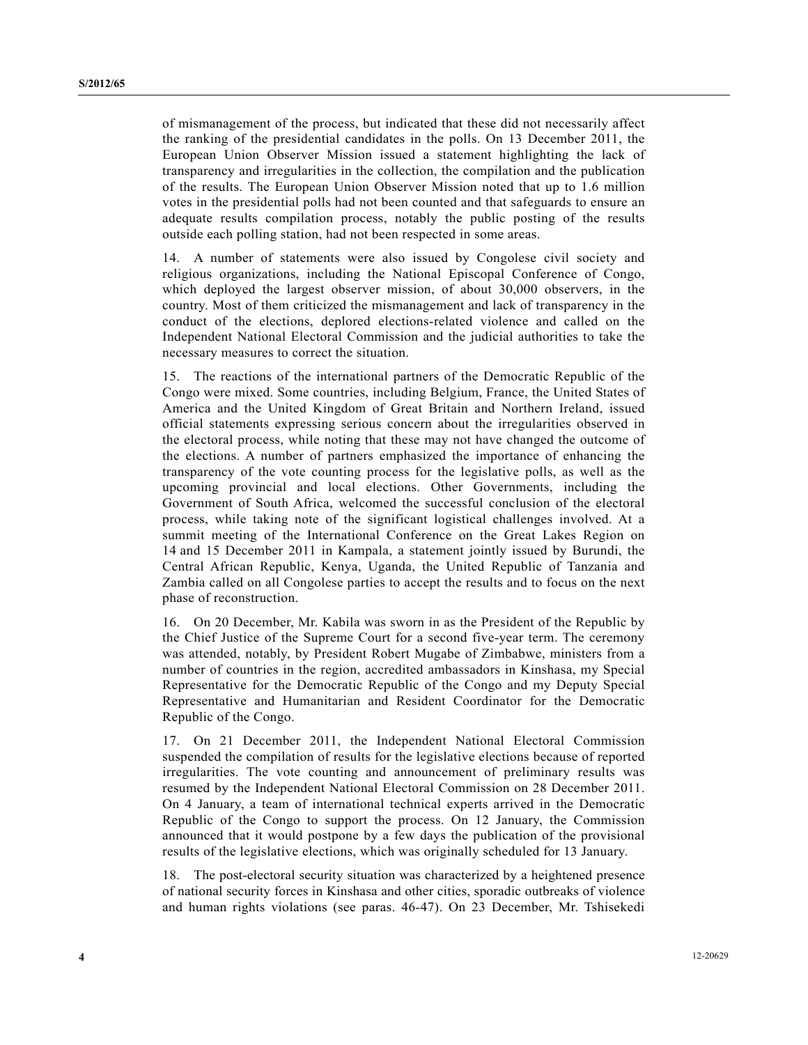of mismanagement of the process, but indicated that these did not necessarily affect the ranking of the presidential candidates in the polls. On 13 December 2011, the European Union Observer Mission issued a statement highlighting the lack of transparency and irregularities in the collection, the compilation and the publication of the results. The European Union Observer Mission noted that up to 1.6 million votes in the presidential polls had not been counted and that safeguards to ensure an adequate results compilation process, notably the public posting of the results outside each polling station, had not been respected in some areas.

14. A number of statements were also issued by Congolese civil society and religious organizations, including the National Episcopal Conference of Congo, which deployed the largest observer mission, of about 30,000 observers, in the country. Most of them criticized the mismanagement and lack of transparency in the conduct of the elections, deplored elections-related violence and called on the Independent National Electoral Commission and the judicial authorities to take the necessary measures to correct the situation.

15. The reactions of the international partners of the Democratic Republic of the Congo were mixed. Some countries, including Belgium, France, the United States of America and the United Kingdom of Great Britain and Northern Ireland, issued official statements expressing serious concern about the irregularities observed in the electoral process, while noting that these may not have changed the outcome of the elections. A number of partners emphasized the importance of enhancing the transparency of the vote counting process for the legislative polls, as well as the upcoming provincial and local elections. Other Governments, including the Government of South Africa, welcomed the successful conclusion of the electoral process, while taking note of the significant logistical challenges involved. At a summit meeting of the International Conference on the Great Lakes Region on 14 and 15 December 2011 in Kampala, a statement jointly issued by Burundi, the Central African Republic, Kenya, Uganda, the United Republic of Tanzania and Zambia called on all Congolese parties to accept the results and to focus on the next phase of reconstruction.

16. On 20 December, Mr. Kabila was sworn in as the President of the Republic by the Chief Justice of the Supreme Court for a second five-year term. The ceremony was attended, notably, by President Robert Mugabe of Zimbabwe, ministers from a number of countries in the region, accredited ambassadors in Kinshasa, my Special Representative for the Democratic Republic of the Congo and my Deputy Special Representative and Humanitarian and Resident Coordinator for the Democratic Republic of the Congo.

17. On 21 December 2011, the Independent National Electoral Commission suspended the compilation of results for the legislative elections because of reported irregularities. The vote counting and announcement of preliminary results was resumed by the Independent National Electoral Commission on 28 December 2011. On 4 January, a team of international technical experts arrived in the Democratic Republic of the Congo to support the process. On 12 January, the Commission announced that it would postpone by a few days the publication of the provisional results of the legislative elections, which was originally scheduled for 13 January.

18. The post-electoral security situation was characterized by a heightened presence of national security forces in Kinshasa and other cities, sporadic outbreaks of violence and human rights violations (see paras. 46-47). On 23 December, Mr. Tshisekedi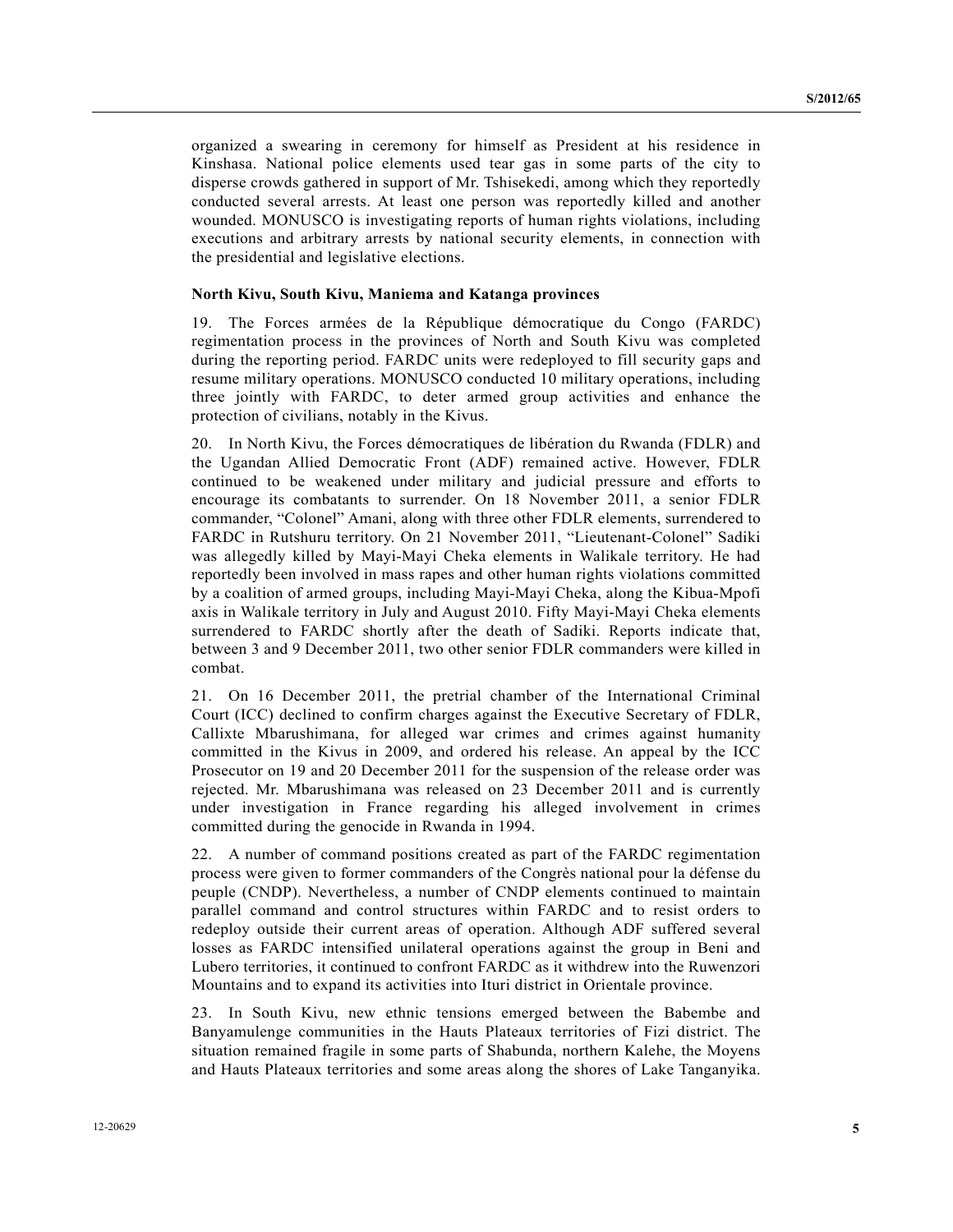organized a swearing in ceremony for himself as President at his residence in Kinshasa. National police elements used tear gas in some parts of the city to disperse crowds gathered in support of Mr. Tshisekedi, among which they reportedly conducted several arrests. At least one person was reportedly killed and another wounded. MONUSCO is investigating reports of human rights violations, including executions and arbitrary arrests by national security elements, in connection with the presidential and legislative elections.

**North Kivu, South Kivu, Maniema and Katanga provinces**

19. The Forces armées de la République démocratique du Congo (FARDC) regimentation process in the provinces of North and South Kivu was completed during the reporting period. FARDC units were redeployed to fill security gaps and resume military operations. MONUSCO conducted 10 military operations, including three jointly with FARDC, to deter armed group activities and enhance the protection of civilians, notably in the Kivus.

20. In North Kivu, the Forces démocratiques de libération du Rwanda (FDLR) and the Ugandan Allied Democratic Front (ADF) remained active. However, FDLR continued to be weakened under military and judicial pressure and efforts to encourage its combatants to surrender. On 18 November 2011, a senior FDLR commander, "Colonel" Amani, along with three other FDLR elements, surrendered to FARDC in Rutshuru territory. On 21 November 2011, "Lieutenant-Colonel" Sadiki was allegedly killed by Mayi-Mayi Cheka elements in Walikale territory. He had reportedly been involved in mass rapes and other human rights violations committed by a coalition of armed groups, including Mayi-Mayi Cheka, along the Kibua-Mpofi axis in Walikale territory in July and August 2010. Fifty Mayi-Mayi Cheka elements surrendered to FARDC shortly after the death of Sadiki. Reports indicate that, between 3 and 9 December 2011, two other senior FDLR commanders were killed in combat.

21. On 16 December 2011, the pretrial chamber of the International Criminal Court (ICC) declined to confirm charges against the Executive Secretary of FDLR, Callixte Mbarushimana, for alleged war crimes and crimes against humanity committed in the Kivus in 2009, and ordered his release. An appeal by the ICC Prosecutor on 19 and 20 December 2011 for the suspension of the release order was rejected. Mr. Mbarushimana was released on 23 December 2011 and is currently under investigation in France regarding his alleged involvement in crimes committed during the genocide in Rwanda in 1994.

22. A number of command positions created as part of the FARDC regimentation process were given to former commanders of the Congrès national pour la défense du peuple (CNDP). Nevertheless, a number of CNDP elements continued to maintain parallel command and control structures within FARDC and to resist orders to redeploy outside their current areas of operation. Although ADF suffered several losses as FARDC intensified unilateral operations against the group in Beni and Lubero territories, it continued to confront FARDC as it withdrew into the Ruwenzori Mountains and to expand its activities into Ituri district in Orientale province.

23. In South Kivu, new ethnic tensions emerged between the Babembe and Banyamulenge communities in the Hauts Plateaux territories of Fizi district. The situation remained fragile in some parts of Shabunda, northern Kalehe, the Moyens and Hauts Plateaux territories and some areas along the shores of Lake Tanganyika.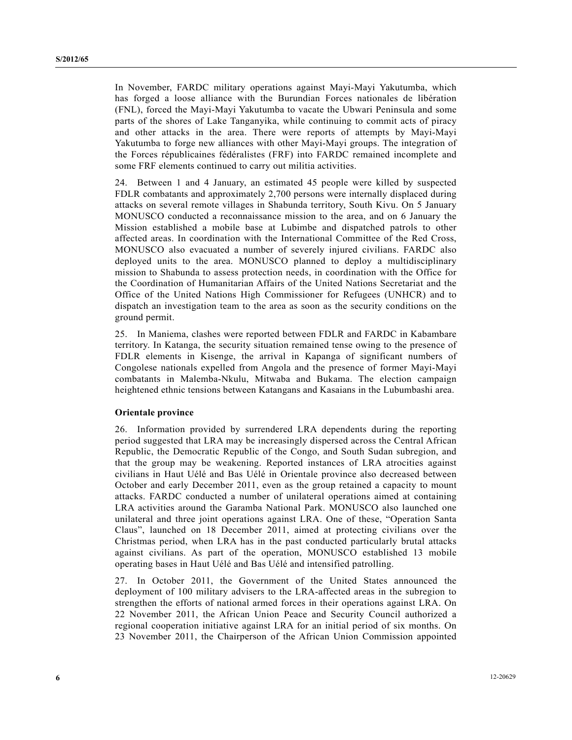In November, FARDC military operations against Mayi-Mayi Yakutumba, which has forged a loose alliance with the Burundian Forces nationales de libération (FNL), forced the Mayi-Mayi Yakutumba to vacate the Ubwari Peninsula and some parts of the shores of Lake Tanganyika, while continuing to commit acts of piracy and other attacks in the area. There were reports of attempts by Mayi-Mayi Yakutumba to forge new alliances with other Mayi-Mayi groups. The integration of the Forces républicaines fédéralistes (FRF) into FARDC remained incomplete and some FRF elements continued to carry out militia activities.

24. Between 1 and 4 January, an estimated 45 people were killed by suspected FDLR combatants and approximately 2,700 persons were internally displaced during attacks on several remote villages in Shabunda territory, South Kivu. On 5 January MONUSCO conducted a reconnaissance mission to the area, and on 6 January the Mission established a mobile base at Lubimbe and dispatched patrols to other affected areas. In coordination with the International Committee of the Red Cross, MONUSCO also evacuated a number of severely injured civilians. FARDC also deployed units to the area. MONUSCO planned to deploy a multidisciplinary mission to Shabunda to assess protection needs, in coordination with the Office for the Coordination of Humanitarian Affairs of the United Nations Secretariat and the Office of the United Nations High Commissioner for Refugees (UNHCR) and to dispatch an investigation team to the area as soon as the security conditions on the ground permit.

25. In Maniema, clashes were reported between FDLR and FARDC in Kabambare territory. In Katanga, the security situation remained tense owing to the presence of FDLR elements in Kisenge, the arrival in Kapanga of significant numbers of Congolese nationals expelled from Angola and the presence of former Mayi-Mayi combatants in Malemba-Nkulu, Mitwaba and Bukama. The election campaign heightened ethnic tensions between Katangans and Kasaians in the Lubumbashi area.

**Orientale province**

26. Information provided by surrendered LRA dependents during the reporting period suggested that LRA may be increasingly dispersed across the Central African Republic, the Democratic Republic of the Congo, and South Sudan subregion, and that the group may be weakening. Reported instances of LRA atrocities against civilians in Haut Uélé and Bas Uélé in Orientale province also decreased between October and early December 2011, even as the group retained a capacity to mount attacks. FARDC conducted a number of unilateral operations aimed at containing LRA activities around the Garamba National Park. MONUSCO also launched one unilateral and three joint operations against LRA. One of these, "Operation Santa Claus", launched on 18 December 2011, aimed at protecting civilians over the Christmas period, when LRA has in the past conducted particularly brutal attacks against civilians. As part of the operation, MONUSCO established 13 mobile operating bases in Haut Uélé and Bas Uélé and intensified patrolling.

27. In October 2011, the Government of the United States announced the deployment of 100 military advisers to the LRA-affected areas in the subregion to strengthen the efforts of national armed forces in their operations against LRA. On 22 November 2011, the African Union Peace and Security Council authorized a regional cooperation initiative against LRA for an initial period of six months. On 23 November 2011, the Chairperson of the African Union Commission appointed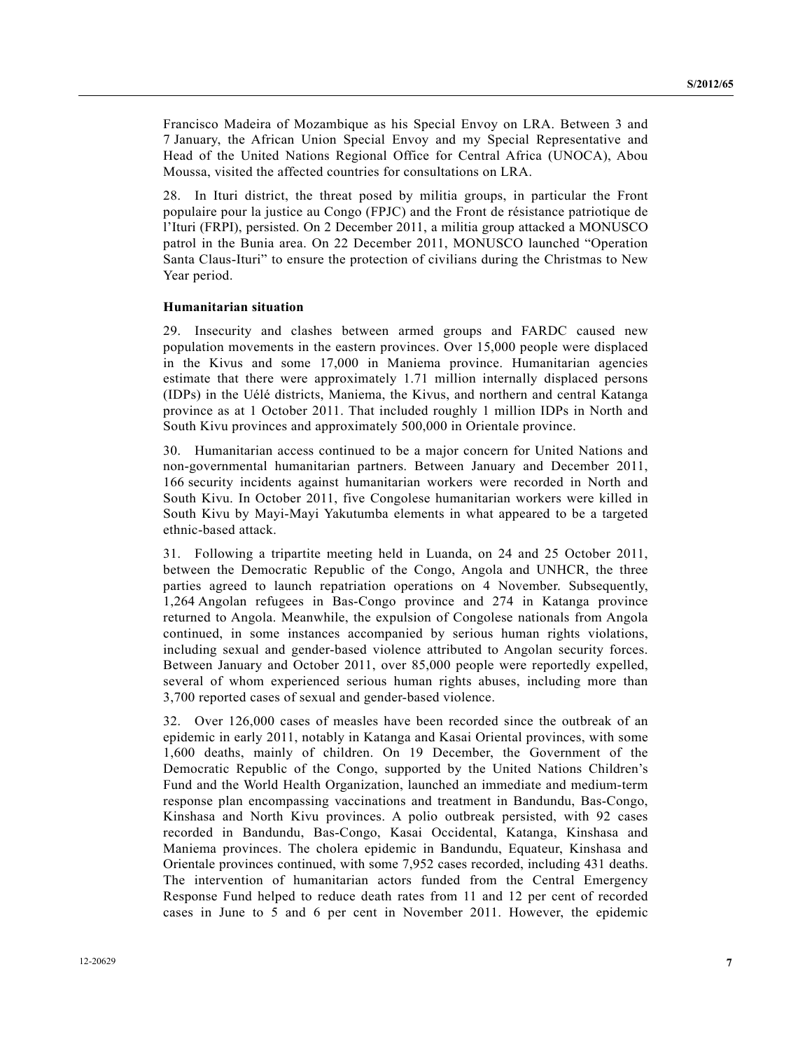Francisco Madeira of Mozambique as his Special Envoy on LRA. Between 3 and 7 January, the African Union Special Envoy and my Special Representative and Head of the United Nations Regional Office for Central Africa (UNOCA), Abou Moussa, visited the affected countries for consultations on LRA.

28. In Ituri district, the threat posed by militia groups, in particular the Front populaire pour la justice au Congo (FPJC) and the Front de résistance patriotique de l'Ituri (FRPI), persisted. On 2 December 2011, a militia group attacked a MONUSCO patrol in the Bunia area. On 22 December 2011, MONUSCO launched "Operation Santa Claus-Ituri" to ensure the protection of civilians during the Christmas to New Year period.

**Humanitarian situation**

29. Insecurity and clashes between armed groups and FARDC caused new population movements in the eastern provinces. Over 15,000 people were displaced in the Kivus and some 17,000 in Maniema province. Humanitarian agencies estimate that there were approximately 1.71 million internally displaced persons (IDPs) in the Uélé districts, Maniema, the Kivus, and northern and central Katanga province as at 1 October 2011. That included roughly 1 million IDPs in North and South Kivu provinces and approximately 500,000 in Orientale province.

30. Humanitarian access continued to be a major concern for United Nations and non-governmental humanitarian partners. Between January and December 2011, 166 security incidents against humanitarian workers were recorded in North and South Kivu. In October 2011, five Congolese humanitarian workers were killed in South Kivu by Mayi-Mayi Yakutumba elements in what appeared to be a targeted ethnic-based attack.

31. Following a tripartite meeting held in Luanda, on 24 and 25 October 2011, between the Democratic Republic of the Congo, Angola and UNHCR, the three parties agreed to launch repatriation operations on 4 November. Subsequently, 1,264 Angolan refugees in Bas-Congo province and 274 in Katanga province returned to Angola. Meanwhile, the expulsion of Congolese nationals from Angola continued, in some instances accompanied by serious human rights violations, including sexual and gender-based violence attributed to Angolan security forces. Between January and October 2011, over 85,000 people were reportedly expelled, several of whom experienced serious human rights abuses, including more than 3,700 reported cases of sexual and gender-based violence.

32. Over 126,000 cases of measles have been recorded since the outbreak of an epidemic in early 2011, notably in Katanga and Kasai Oriental provinces, with some 1,600 deaths, mainly of children. On 19 December, the Government of the Democratic Republic of the Congo, supported by the United Nations Children's Fund and the World Health Organization, launched an immediate and medium-term response plan encompassing vaccinations and treatment in Bandundu, Bas-Congo, Kinshasa and North Kivu provinces. A polio outbreak persisted, with 92 cases recorded in Bandundu, Bas-Congo, Kasai Occidental, Katanga, Kinshasa and Maniema provinces. The cholera epidemic in Bandundu, Equateur, Kinshasa and Orientale provinces continued, with some 7,952 cases recorded, including 431 deaths. The intervention of humanitarian actors funded from the Central Emergency Response Fund helped to reduce death rates from 11 and 12 per cent of recorded cases in June to 5 and 6 per cent in November 2011. However, the epidemic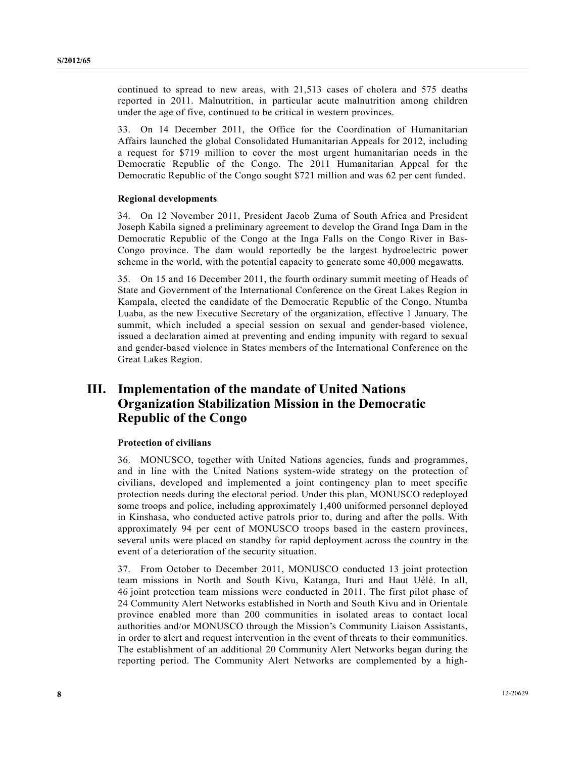continued to spread to new areas, with 21,513 cases of cholera and 575 deaths reported in 2011. Malnutrition, in particular acute malnutrition among children under the age of five, continued to be critical in western provinces.

33. On 14 December 2011, the Office for the Coordination of Humanitarian Affairs launched the global Consolidated Humanitarian Appeals for 2012, including a request for $719 million to cover the most urgent humanitarian needs in the Democratic Republic of the Congo. The 2011 Humanitarian Appeal for the Democratic Republic of the Congo sought $721 million and was 62 per cent funded.

**Regional developments**

34. On 12 November 2011, President Jacob Zuma of South Africa and President Joseph Kabila signed a preliminary agreement to develop the Grand Inga Dam in the Democratic Republic of the Congo at the Inga Falls on the Congo River in Bas-Congo province. The dam would reportedly be the largest hydroelectric power scheme in the world, with the potential capacity to generate some 40,000 megawatts.

35. On 15 and 16 December 2011, the fourth ordinary summit meeting of Heads of State and Government of the International Conference on the Great Lakes Region in Kampala, elected the candidate of the Democratic Republic of the Congo, Ntumba Luaba, as the new Executive Secretary of the organization, effective 1 January. The summit, which included a special session on sexual and gender-based violence, issued a declaration aimed at preventing and ending impunity with regard to sexual and gender-based violence in States members of the International Conference on the Great Lakes Region.

## III. Implementation of the mandate of United Nations Organization Stabilization Mission in the Democratic Republic of the Congo

**Protection of civilians**

36. MONUSCO, together with United Nations agencies, funds and programmes, and in line with the United Nations system-wide strategy on the protection of civilians, developed and implemented a joint contingency plan to meet specific protection needs during the electoral period. Under this plan, MONUSCO redeployed some troops and police, including approximately 1,400 uniformed personnel deployed in Kinshasa, who conducted active patrols prior to, during and after the polls. With approximately 94 per cent of MONUSCO troops based in the eastern provinces, several units were placed on standby for rapid deployment across the country in the event of a deterioration of the security situation.

37. From October to December 2011, MONUSCO conducted 13 joint protection team missions in North and South Kivu, Katanga, Ituri and Haut Uélé. In all, 46 joint protection team missions were conducted in 2011. The first pilot phase of 24 Community Alert Networks established in North and South Kivu and in Orientale province enabled more than 200 communities in isolated areas to contact local authorities and/or MONUSCO through the Mission's Community Liaison Assistants, in order to alert and request intervention in the event of threats to their communities. The establishment of an additional 20 Community Alert Networks began during the reporting period. The Community Alert Networks are complemented by a high-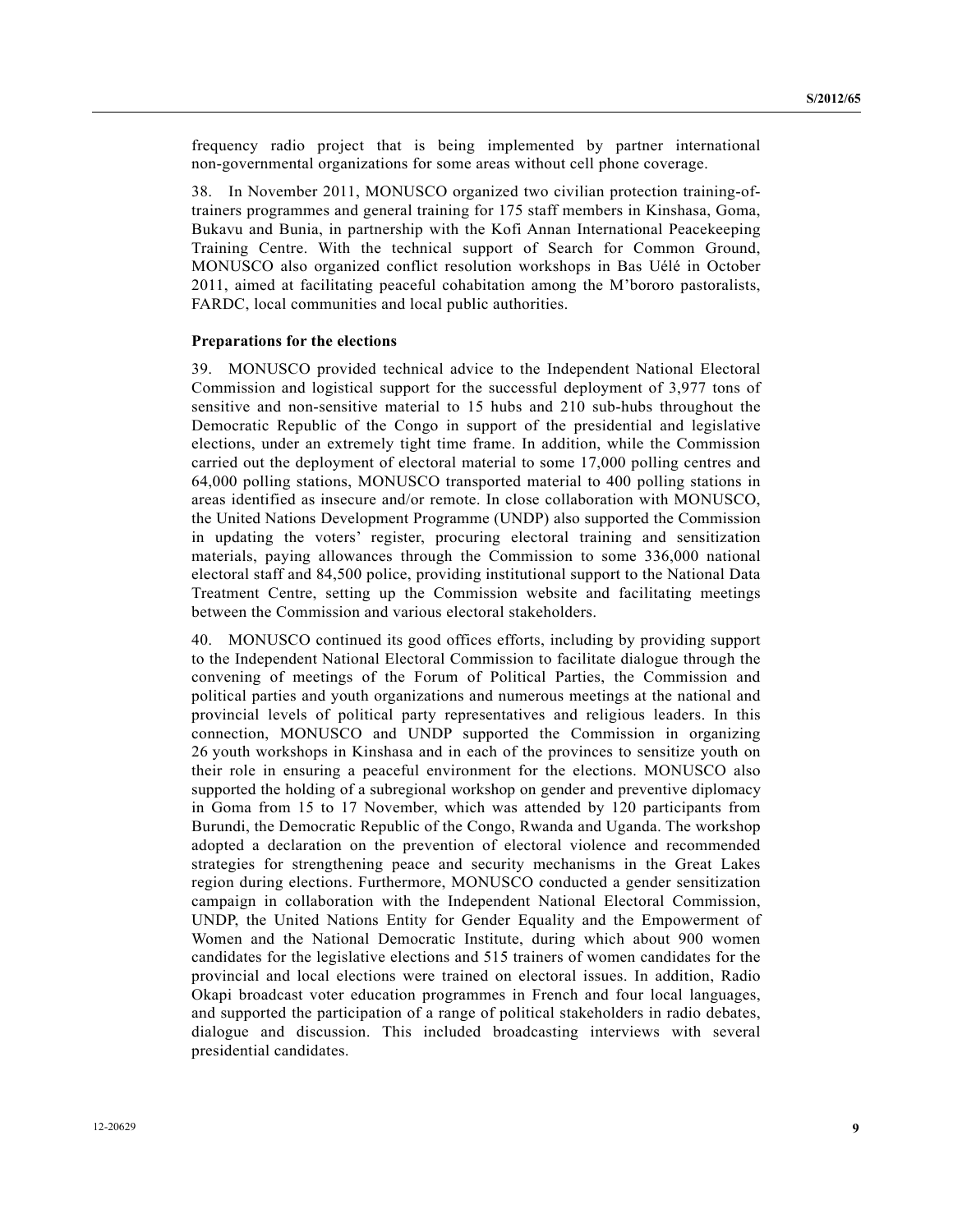frequency radio project that is being implemented by partner international non-governmental organizations for some areas without cell phone coverage.

38. In November 2011, MONUSCO organized two civilian protection training-of-trainers programmes and general training for 175 staff members in Kinshasa, Goma, Bukavu and Bunia, in partnership with the Kofi Annan International Peacekeeping Training Centre. With the technical support of Search for Common Ground, MONUSCO also organized conflict resolution workshops in Bas Uélé in October 2011, aimed at facilitating peaceful cohabitation among the M'bororo pastoralists, FARDC, local communities and local public authorities.

**Preparations for the elections**

39. MONUSCO provided technical advice to the Independent National Electoral Commission and logistical support for the successful deployment of 3,977 tons of sensitive and non-sensitive material to 15 hubs and 210 sub-hubs throughout the Democratic Republic of the Congo in support of the presidential and legislative elections, under an extremely tight time frame. In addition, while the Commission carried out the deployment of electoral material to some 17,000 polling centres and 64,000 polling stations, MONUSCO transported material to 400 polling stations in areas identified as insecure and/or remote. In close collaboration with MONUSCO, the United Nations Development Programme (UNDP) also supported the Commission in updating the voters' register, procuring electoral training and sensitization materials, paying allowances through the Commission to some 336,000 national electoral staff and 84,500 police, providing institutional support to the National Data Treatment Centre, setting up the Commission website and facilitating meetings between the Commission and various electoral stakeholders.

40. MONUSCO continued its good offices efforts, including by providing support to the Independent National Electoral Commission to facilitate dialogue through the convening of meetings of the Forum of Political Parties, the Commission and political parties and youth organizations and numerous meetings at the national and provincial levels of political party representatives and religious leaders. In this connection, MONUSCO and UNDP supported the Commission in organizing 26 youth workshops in Kinshasa and in each of the provinces to sensitize youth on their role in ensuring a peaceful environment for the elections. MONUSCO also supported the holding of a subregional workshop on gender and preventive diplomacy in Goma from 15 to 17 November, which was attended by 120 participants from Burundi, the Democratic Republic of the Congo, Rwanda and Uganda. The workshop adopted a declaration on the prevention of electoral violence and recommended strategies for strengthening peace and security mechanisms in the Great Lakes region during elections. Furthermore, MONUSCO conducted a gender sensitization campaign in collaboration with the Independent National Electoral Commission, UNDP, the United Nations Entity for Gender Equality and the Empowerment of Women and the National Democratic Institute, during which about 900 women candidates for the legislative elections and 515 trainers of women candidates for the provincial and local elections were trained on electoral issues. In addition, Radio Okapi broadcast voter education programmes in French and four local languages, and supported the participation of a range of political stakeholders in radio debates, dialogue and discussion. This included broadcasting interviews with several presidential candidates.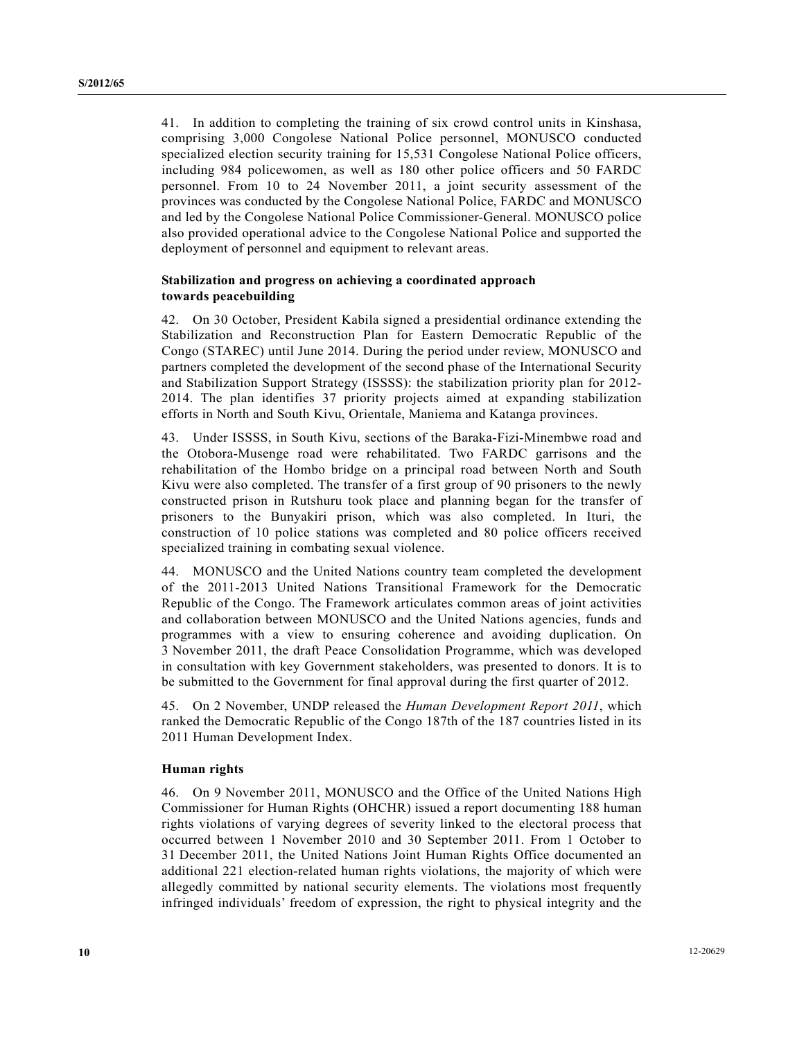41. In addition to completing the training of six crowd control units in Kinshasa, comprising 3,000 Congolese National Police personnel, MONUSCO conducted specialized election security training for 15,531 Congolese National Police officers, including 984 policewomen, as well as 180 other police officers and 50 FARDC personnel. From 10 to 24 November 2011, a joint security assessment of the provinces was conducted by the Congolese National Police, FARDC and MONUSCO and led by the Congolese National Police Commissioner-General. MONUSCO police also provided operational advice to the Congolese National Police and supported the deployment of personnel and equipment to relevant areas.

### Stabilization and progress on achieving a coordinated approach towards peacebuilding

42. On 30 October, President Kabila signed a presidential ordinance extending the Stabilization and Reconstruction Plan for Eastern Democratic Republic of the Congo (STAREC) until June 2014. During the period under review, MONUSCO and partners completed the development of the second phase of the International Security and Stabilization Support Strategy (ISSSS): the stabilization priority plan for 2012-2014. The plan identifies 37 priority projects aimed at expanding stabilization efforts in North and South Kivu, Orientale, Maniema and Katanga provinces.

43. Under ISSSS, in South Kivu, sections of the Baraka-Fizi-Minembwe road and the Otobora-Musenge road were rehabilitated. Two FARDC garrisons and the rehabilitation of the Hombo bridge on a principal road between North and South Kivu were also completed. The transfer of a first group of 90 prisoners to the newly constructed prison in Rutshuru took place and planning began for the transfer of prisoners to the Bunyakiri prison, which was also completed. In Ituri, the construction of 10 police stations was completed and 80 police officers received specialized training in combating sexual violence.

44. MONUSCO and the United Nations country team completed the development of the 2011-2013 United Nations Transitional Framework for the Democratic Republic of the Congo. The Framework articulates common areas of joint activities and collaboration between MONUSCO and the United Nations agencies, funds and programmes with a view to ensuring coherence and avoiding duplication. On 3 November 2011, the draft Peace Consolidation Programme, which was developed in consultation with key Government stakeholders, was presented to donors. It is to be submitted to the Government for final approval during the first quarter of 2012.

45. On 2 November, UNDP released the *Human Development Report 2011*, which ranked the Democratic Republic of the Congo 187th of the 187 countries listed in its 2011 Human Development Index.

### Human rights

46. On 9 November 2011, MONUSCO and the Office of the United Nations High Commissioner for Human Rights (OHCHR) issued a report documenting 188 human rights violations of varying degrees of severity linked to the electoral process that occurred between 1 November 2010 and 30 September 2011. From 1 October to 31 December 2011, the United Nations Joint Human Rights Office documented an additional 221 election-related human rights violations, the majority of which were allegedly committed by national security elements. The violations most frequently infringed individuals' freedom of expression, the right to physical integrity and the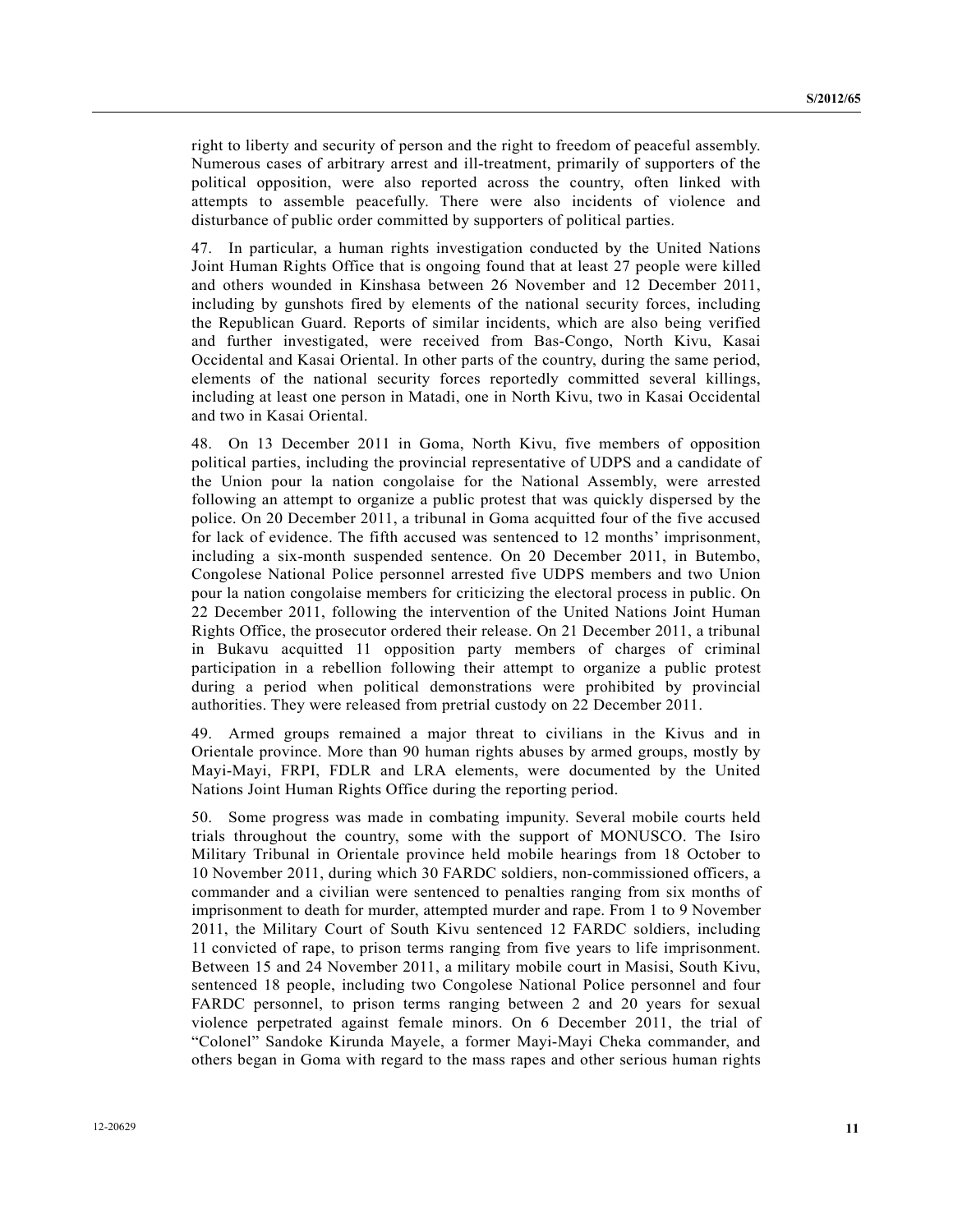right to liberty and security of person and the right to freedom of peaceful assembly. Numerous cases of arbitrary arrest and ill-treatment, primarily of supporters of the political opposition, were also reported across the country, often linked with attempts to assemble peacefully. There were also incidents of violence and disturbance of public order committed by supporters of political parties.

47. In particular, a human rights investigation conducted by the United Nations Joint Human Rights Office that is ongoing found that at least 27 people were killed and others wounded in Kinshasa between 26 November and 12 December 2011, including by gunshots fired by elements of the national security forces, including the Republican Guard. Reports of similar incidents, which are also being verified and further investigated, were received from Bas-Congo, North Kivu, Kasai Occidental and Kasai Oriental. In other parts of the country, during the same period, elements of the national security forces reportedly committed several killings, including at least one person in Matadi, one in North Kivu, two in Kasai Occidental and two in Kasai Oriental.

48. On 13 December 2011 in Goma, North Kivu, five members of opposition political parties, including the provincial representative of UDPS and a candidate of the Union pour la nation congolaise for the National Assembly, were arrested following an attempt to organize a public protest that was quickly dispersed by the police. On 20 December 2011, a tribunal in Goma acquitted four of the five accused for lack of evidence. The fifth accused was sentenced to 12 months' imprisonment, including a six-month suspended sentence. On 20 December 2011, in Butembo, Congolese National Police personnel arrested five UDPS members and two Union pour la nation congolaise members for criticizing the electoral process in public. On 22 December 2011, following the intervention of the United Nations Joint Human Rights Office, the prosecutor ordered their release. On 21 December 2011, a tribunal in Bukavu acquitted 11 opposition party members of charges of criminal participation in a rebellion following their attempt to organize a public protest during a period when political demonstrations were prohibited by provincial authorities. They were released from pretrial custody on 22 December 2011.

49. Armed groups remained a major threat to civilians in the Kivus and in Orientale province. More than 90 human rights abuses by armed groups, mostly by Mayi-Mayi, FRPI, FDLR and LRA elements, were documented by the United Nations Joint Human Rights Office during the reporting period.

50. Some progress was made in combating impunity. Several mobile courts held trials throughout the country, some with the support of MONUSCO. The Isiro Military Tribunal in Orientale province held mobile hearings from 18 October to 10 November 2011, during which 30 FARDC soldiers, non-commissioned officers, a commander and a civilian were sentenced to penalties ranging from six months of imprisonment to death for murder, attempted murder and rape. From 1 to 9 November 2011, the Military Court of South Kivu sentenced 12 FARDC soldiers, including 11 convicted of rape, to prison terms ranging from five years to life imprisonment. Between 15 and 24 November 2011, a military mobile court in Masisi, South Kivu, sentenced 18 people, including two Congolese National Police personnel and four FARDC personnel, to prison terms ranging between 2 and 20 years for sexual violence perpetrated against female minors. On 6 December 2011, the trial of "Colonel" Sandoke Kirunda Mayele, a former Mayi-Mayi Cheka commander, and others began in Goma with regard to the mass rapes and other serious human rights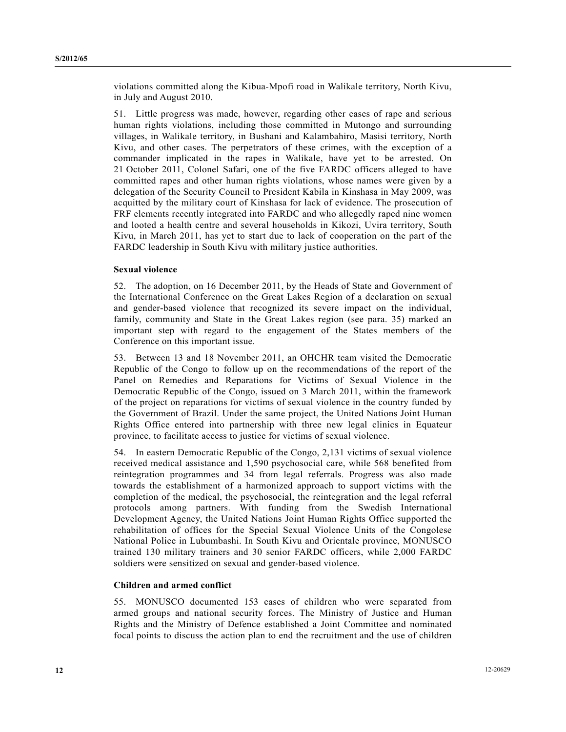violations committed along the Kibua-Mpofi road in Walikale territory, North Kivu, in July and August 2010.

51. Little progress was made, however, regarding other cases of rape and serious human rights violations, including those committed in Mutongo and surrounding villages, in Walikale territory, in Bushani and Kalambahiro, Masisi territory, North Kivu, and other cases. The perpetrators of these crimes, with the exception of a commander implicated in the rapes in Walikale, have yet to be arrested. On 21 October 2011, Colonel Safari, one of the five FARDC officers alleged to have committed rapes and other human rights violations, whose names were given by a delegation of the Security Council to President Kabila in Kinshasa in May 2009, was acquitted by the military court of Kinshasa for lack of evidence. The prosecution of FRF elements recently integrated into FARDC and who allegedly raped nine women and looted a health centre and several households in Kikozi, Uvira territory, South Kivu, in March 2011, has yet to start due to lack of cooperation on the part of the FARDC leadership in South Kivu with military justice authorities.

### Sexual violence

52. The adoption, on 16 December 2011, by the Heads of State and Government of the International Conference on the Great Lakes Region of a declaration on sexual and gender-based violence that recognized its severe impact on the individual, family, community and State in the Great Lakes region (see para. 35) marked an important step with regard to the engagement of the States members of the Conference on this important issue.

53. Between 13 and 18 November 2011, an OHCHR team visited the Democratic Republic of the Congo to follow up on the recommendations of the report of the Panel on Remedies and Reparations for Victims of Sexual Violence in the Democratic Republic of the Congo, issued on 3 March 2011, within the framework of the project on reparations for victims of sexual violence in the country funded by the Government of Brazil. Under the same project, the United Nations Joint Human Rights Office entered into partnership with three new legal clinics in Equateur province, to facilitate access to justice for victims of sexual violence.

54. In eastern Democratic Republic of the Congo, 2,131 victims of sexual violence received medical assistance and 1,590 psychosocial care, while 568 benefited from reintegration programmes and 34 from legal referrals. Progress was also made towards the establishment of a harmonized approach to support victims with the completion of the medical, the psychosocial, the reintegration and the legal referral protocols among partners. With funding from the Swedish International Development Agency, the United Nations Joint Human Rights Office supported the rehabilitation of offices for the Special Sexual Violence Units of the Congolese National Police in Lubumbashi. In South Kivu and Orientale province, MONUSCO trained 130 military trainers and 30 senior FARDC officers, while 2,000 FARDC soldiers were sensitized on sexual and gender-based violence.

### Children and armed conflict

55. MONUSCO documented 153 cases of children who were separated from armed groups and national security forces. The Ministry of Justice and Human Rights and the Ministry of Defence established a Joint Committee and nominated focal points to discuss the action plan to end the recruitment and the use of children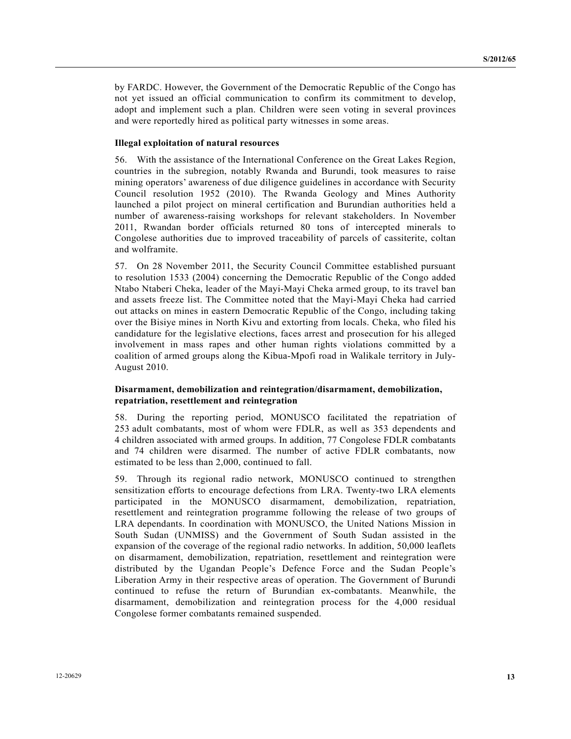by FARDC. However, the Government of the Democratic Republic of the Congo has not yet issued an official communication to confirm its commitment to develop, adopt and implement such a plan. Children were seen voting in several provinces and were reportedly hired as political party witnesses in some areas.

**Illegal exploitation of natural resources**

56. With the assistance of the International Conference on the Great Lakes Region, countries in the subregion, notably Rwanda and Burundi, took measures to raise mining operators' awareness of due diligence guidelines in accordance with Security Council resolution 1952 (2010). The Rwanda Geology and Mines Authority launched a pilot project on mineral certification and Burundian authorities held a number of awareness-raising workshops for relevant stakeholders. In November 2011, Rwandan border officials returned 80 tons of intercepted minerals to Congolese authorities due to improved traceability of parcels of cassiterite, coltan and wolframite.

57. On 28 November 2011, the Security Council Committee established pursuant to resolution 1533 (2004) concerning the Democratic Republic of the Congo added Ntabo Ntaberi Cheka, leader of the Mayi-Mayi Cheka armed group, to its travel ban and assets freeze list. The Committee noted that the Mayi-Mayi Cheka had carried out attacks on mines in eastern Democratic Republic of the Congo, including taking over the Bisiye mines in North Kivu and extorting from locals. Cheka, who filed his candidature for the legislative elections, faces arrest and prosecution for his alleged involvement in mass rapes and other human rights violations committed by a coalition of armed groups along the Kibua-Mpofi road in Walikale territory in July-August 2010.

**Disarmament, demobilization and reintegration/disarmament, demobilization, repatriation, resettlement and reintegration**

58. During the reporting period, MONUSCO facilitated the repatriation of 253 adult combatants, most of whom were FDLR, as well as 353 dependents and 4 children associated with armed groups. In addition, 77 Congolese FDLR combatants and 74 children were disarmed. The number of active FDLR combatants, now estimated to be less than 2,000, continued to fall.

59. Through its regional radio network, MONUSCO continued to strengthen sensitization efforts to encourage defections from LRA. Twenty-two LRA elements participated in the MONUSCO disarmament, demobilization, repatriation, resettlement and reintegration programme following the release of two groups of LRA dependants. In coordination with MONUSCO, the United Nations Mission in South Sudan (UNMISS) and the Government of South Sudan assisted in the expansion of the coverage of the regional radio networks. In addition, 50,000 leaflets on disarmament, demobilization, repatriation, resettlement and reintegration were distributed by the Ugandan People's Defence Force and the Sudan People's Liberation Army in their respective areas of operation. The Government of Burundi continued to refuse the return of Burundian ex-combatants. Meanwhile, the disarmament, demobilization and reintegration process for the 4,000 residual Congolese former combatants remained suspended.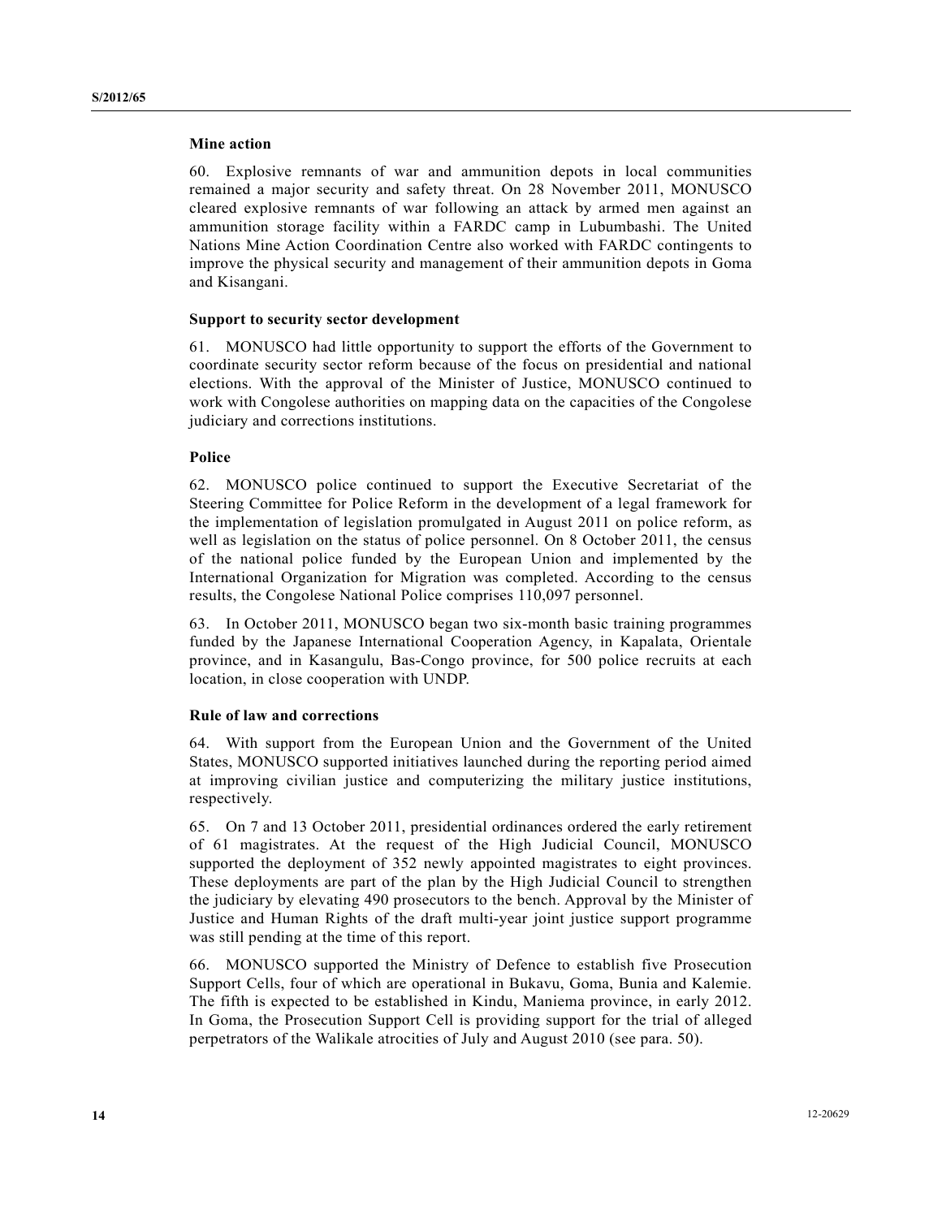### Mine action

60. Explosive remnants of war and ammunition depots in local communities remained a major security and safety threat. On 28 November 2011, MONUSCO cleared explosive remnants of war following an attack by armed men against an ammunition storage facility within a FARDC camp in Lubumbashi. The United Nations Mine Action Coordination Centre also worked with FARDC contingents to improve the physical security and management of their ammunition depots in Goma and Kisangani.

### Support to security sector development

61. MONUSCO had little opportunity to support the efforts of the Government to coordinate security sector reform because of the focus on presidential and national elections. With the approval of the Minister of Justice, MONUSCO continued to work with Congolese authorities on mapping data on the capacities of the Congolese judiciary and corrections institutions.

### Police

62. MONUSCO police continued to support the Executive Secretariat of the Steering Committee for Police Reform in the development of a legal framework for the implementation of legislation promulgated in August 2011 on police reform, as well as legislation on the status of police personnel. On 8 October 2011, the census of the national police funded by the European Union and implemented by the International Organization for Migration was completed. According to the census results, the Congolese National Police comprises 110,097 personnel.

63. In October 2011, MONUSCO began two six-month basic training programmes funded by the Japanese International Cooperation Agency, in Kapalata, Orientale province, and in Kasangulu, Bas-Congo province, for 500 police recruits at each location, in close cooperation with UNDP.

### Rule of law and corrections

64. With support from the European Union and the Government of the United States, MONUSCO supported initiatives launched during the reporting period aimed at improving civilian justice and computerizing the military justice institutions, respectively.

65. On 7 and 13 October 2011, presidential ordinances ordered the early retirement of 61 magistrates. At the request of the High Judicial Council, MONUSCO supported the deployment of 352 newly appointed magistrates to eight provinces. These deployments are part of the plan by the High Judicial Council to strengthen the judiciary by elevating 490 prosecutors to the bench. Approval by the Minister of Justice and Human Rights of the draft multi-year joint justice support programme was still pending at the time of this report.

66. MONUSCO supported the Ministry of Defence to establish five Prosecution Support Cells, four of which are operational in Bukavu, Goma, Bunia and Kalemie. The fifth is expected to be established in Kindu, Maniema province, in early 2012. In Goma, the Prosecution Support Cell is providing support for the trial of alleged perpetrators of the Walikale atrocities of July and August 2010 (see para. 50).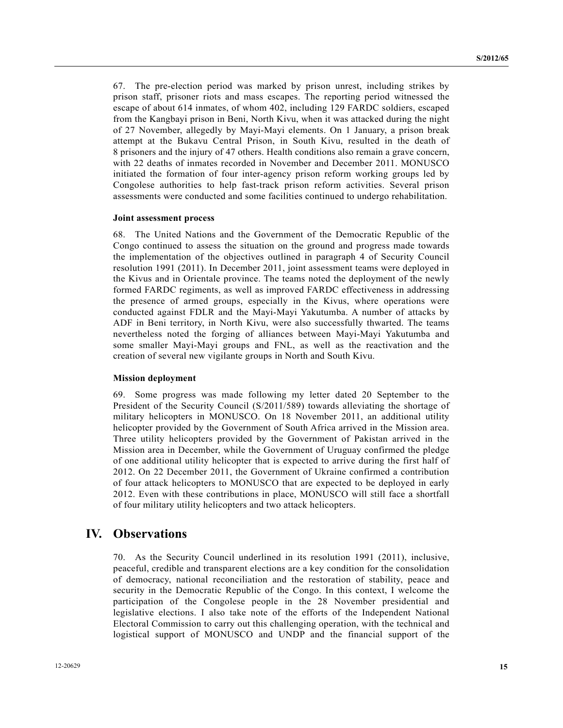67. The pre-election period was marked by prison unrest, including strikes by prison staff, prisoner riots and mass escapes. The reporting period witnessed the escape of about 614 inmates, of whom 402, including 129 FARDC soldiers, escaped from the Kangbayi prison in Beni, North Kivu, when it was attacked during the night of 27 November, allegedly by Mayi-Mayi elements. On 1 January, a prison break attempt at the Bukavu Central Prison, in South Kivu, resulted in the death of 8 prisoners and the injury of 47 others. Health conditions also remain a grave concern, with 22 deaths of inmates recorded in November and December 2011. MONUSCO initiated the formation of four inter-agency prison reform working groups led by Congolese authorities to help fast-track prison reform activities. Several prison assessments were conducted and some facilities continued to undergo rehabilitation.

### Joint assessment process

68. The United Nations and the Government of the Democratic Republic of the Congo continued to assess the situation on the ground and progress made towards the implementation of the objectives outlined in paragraph 4 of Security Council resolution 1991 (2011). In December 2011, joint assessment teams were deployed in the Kivus and in Orientale province. The teams noted the deployment of the newly formed FARDC regiments, as well as improved FARDC effectiveness in addressing the presence of armed groups, especially in the Kivus, where operations were conducted against FDLR and the Mayi-Mayi Yakutumba. A number of attacks by ADF in Beni territory, in North Kivu, were also successfully thwarted. The teams nevertheless noted the forging of alliances between Mayi-Mayi Yakutumba and some smaller Mayi-Mayi groups and FNL, as well as the reactivation and the creation of several new vigilante groups in North and South Kivu.

### Mission deployment

69. Some progress was made following my letter dated 20 September to the President of the Security Council (S/2011/589) towards alleviating the shortage of military helicopters in MONUSCO. On 18 November 2011, an additional utility helicopter provided by the Government of South Africa arrived in the Mission area. Three utility helicopters provided by the Government of Pakistan arrived in the Mission area in December, while the Government of Uruguay confirmed the pledge of one additional utility helicopter that is expected to arrive during the first half of 2012. On 22 December 2011, the Government of Ukraine confirmed a contribution of four attack helicopters to MONUSCO that are expected to be deployed in early 2012. Even with these contributions in place, MONUSCO will still face a shortfall of four military utility helicopters and two attack helicopters.

## IV. Observations

70. As the Security Council underlined in its resolution 1991 (2011), inclusive, peaceful, credible and transparent elections are a key condition for the consolidation of democracy, national reconciliation and the restoration of stability, peace and security in the Democratic Republic of the Congo. In this context, I welcome the participation of the Congolese people in the 28 November presidential and legislative elections. I also take note of the efforts of the Independent National Electoral Commission to carry out this challenging operation, with the technical and logistical support of MONUSCO and UNDP and the financial support of the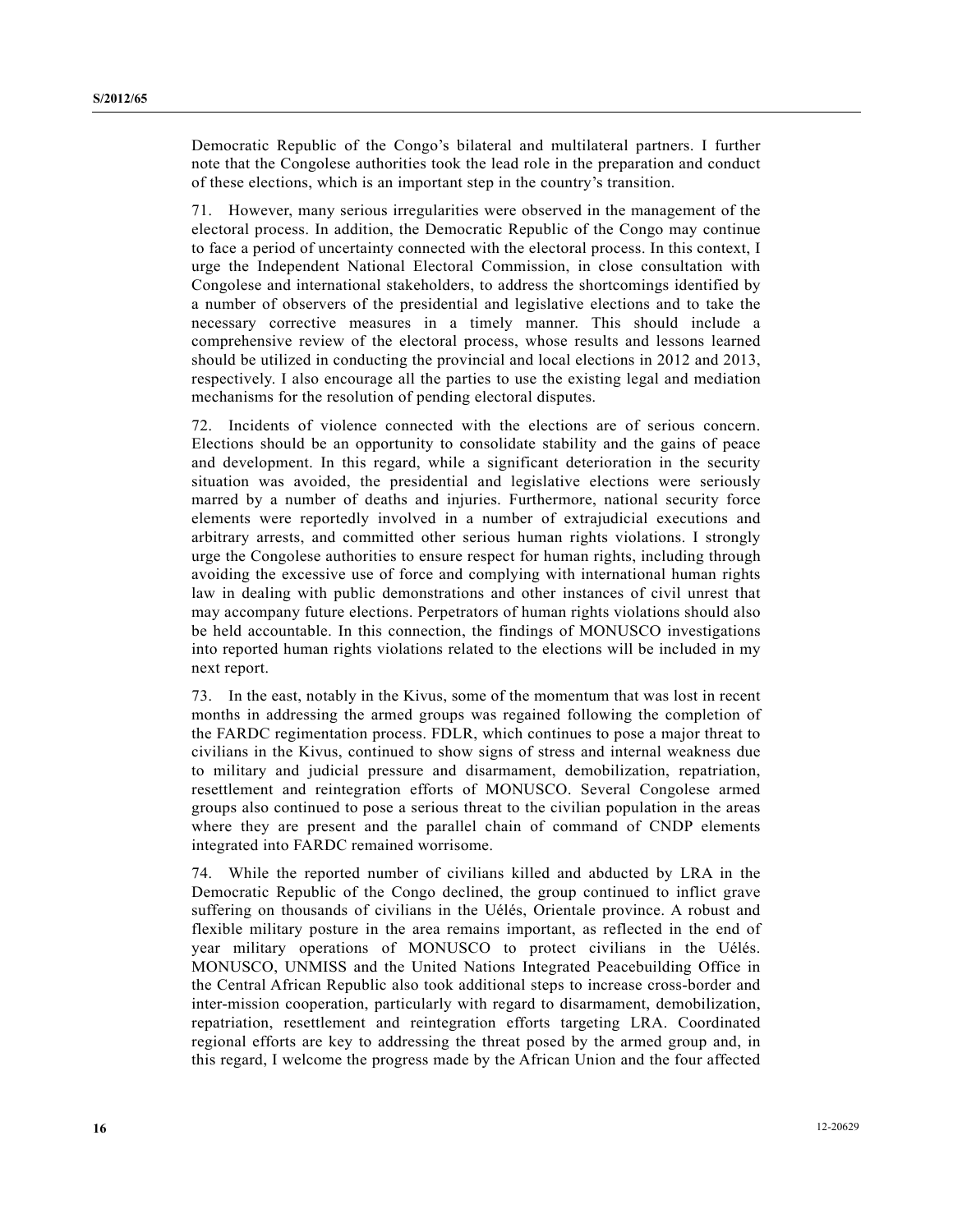Democratic Republic of the Congo's bilateral and multilateral partners. I further note that the Congolese authorities took the lead role in the preparation and conduct of these elections, which is an important step in the country's transition.

71. However, many serious irregularities were observed in the management of the electoral process. In addition, the Democratic Republic of the Congo may continue to face a period of uncertainty connected with the electoral process. In this context, I urge the Independent National Electoral Commission, in close consultation with Congolese and international stakeholders, to address the shortcomings identified by a number of observers of the presidential and legislative elections and to take the necessary corrective measures in a timely manner. This should include a comprehensive review of the electoral process, whose results and lessons learned should be utilized in conducting the provincial and local elections in 2012 and 2013, respectively. I also encourage all the parties to use the existing legal and mediation mechanisms for the resolution of pending electoral disputes.

72. Incidents of violence connected with the elections are of serious concern. Elections should be an opportunity to consolidate stability and the gains of peace and development. In this regard, while a significant deterioration in the security situation was avoided, the presidential and legislative elections were seriously marred by a number of deaths and injuries. Furthermore, national security force elements were reportedly involved in a number of extrajudicial executions and arbitrary arrests, and committed other serious human rights violations. I strongly urge the Congolese authorities to ensure respect for human rights, including through avoiding the excessive use of force and complying with international human rights law in dealing with public demonstrations and other instances of civil unrest that may accompany future elections. Perpetrators of human rights violations should also be held accountable. In this connection, the findings of MONUSCO investigations into reported human rights violations related to the elections will be included in my next report.

73. In the east, notably in the Kivus, some of the momentum that was lost in recent months in addressing the armed groups was regained following the completion of the FARDC regimentation process. FDLR, which continues to pose a major threat to civilians in the Kivus, continued to show signs of stress and internal weakness due to military and judicial pressure and disarmament, demobilization, repatriation, resettlement and reintegration efforts of MONUSCO. Several Congolese armed groups also continued to pose a serious threat to the civilian population in the areas where they are present and the parallel chain of command of CNDP elements integrated into FARDC remained worrisome.

74. While the reported number of civilians killed and abducted by LRA in the Democratic Republic of the Congo declined, the group continued to inflict grave suffering on thousands of civilians in the Uélés, Orientale province. A robust and flexible military posture in the area remains important, as reflected in the end of year military operations of MONUSCO to protect civilians in the Uélés. MONUSCO, UNMISS and the United Nations Integrated Peacebuilding Office in the Central African Republic also took additional steps to increase cross-border and inter-mission cooperation, particularly with regard to disarmament, demobilization, repatriation, resettlement and reintegration efforts targeting LRA. Coordinated regional efforts are key to addressing the threat posed by the armed group and, in this regard, I welcome the progress made by the African Union and the four affected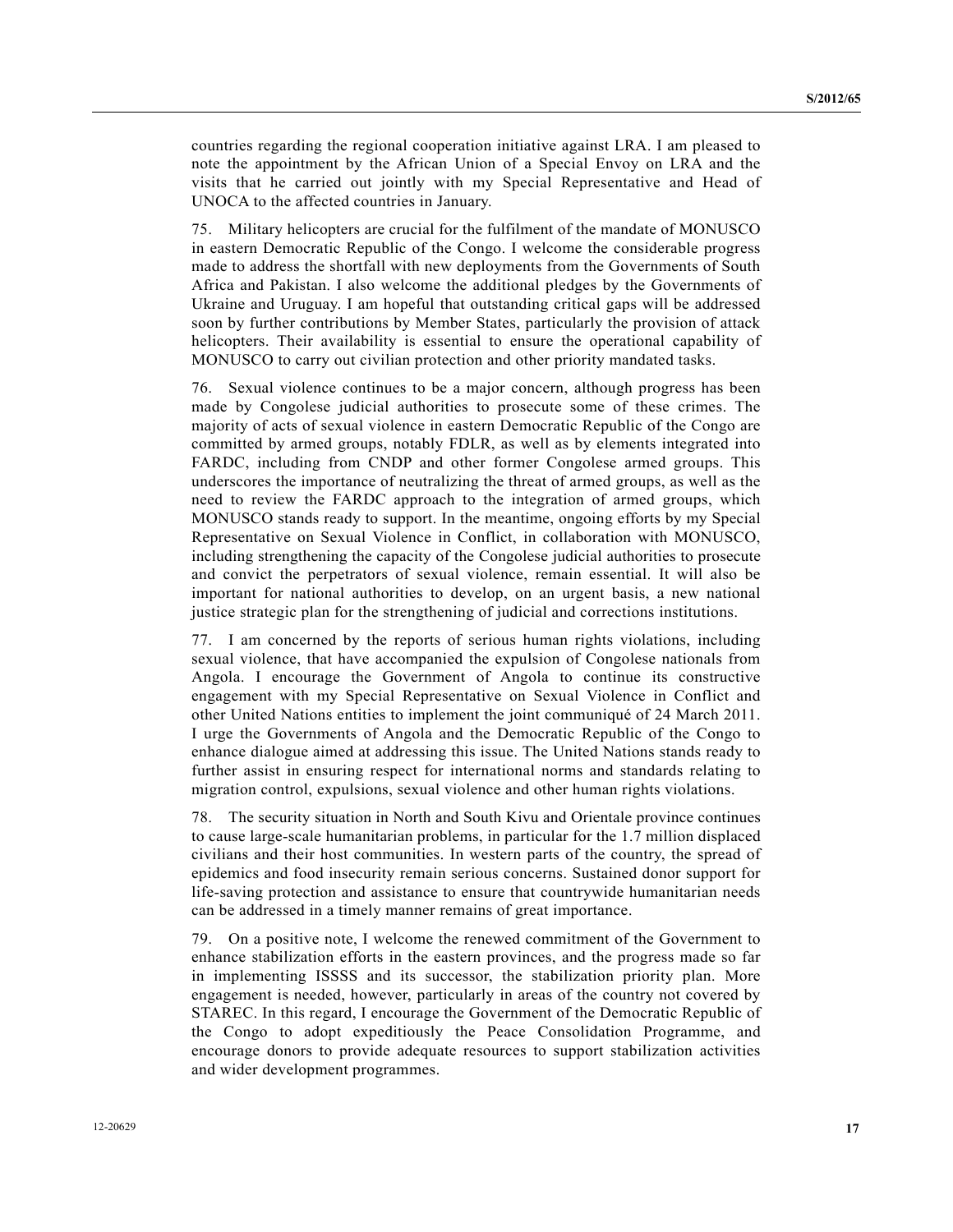countries regarding the regional cooperation initiative against LRA. I am pleased to note the appointment by the African Union of a Special Envoy on LRA and the visits that he carried out jointly with my Special Representative and Head of UNOCA to the affected countries in January.

75. Military helicopters are crucial for the fulfilment of the mandate of MONUSCO in eastern Democratic Republic of the Congo. I welcome the considerable progress made to address the shortfall with new deployments from the Governments of South Africa and Pakistan. I also welcome the additional pledges by the Governments of Ukraine and Uruguay. I am hopeful that outstanding critical gaps will be addressed soon by further contributions by Member States, particularly the provision of attack helicopters. Their availability is essential to ensure the operational capability of MONUSCO to carry out civilian protection and other priority mandated tasks.

76. Sexual violence continues to be a major concern, although progress has been made by Congolese judicial authorities to prosecute some of these crimes. The majority of acts of sexual violence in eastern Democratic Republic of the Congo are committed by armed groups, notably FDLR, as well as by elements integrated into FARDC, including from CNDP and other former Congolese armed groups. This underscores the importance of neutralizing the threat of armed groups, as well as the need to review the FARDC approach to the integration of armed groups, which MONUSCO stands ready to support. In the meantime, ongoing efforts by my Special Representative on Sexual Violence in Conflict, in collaboration with MONUSCO, including strengthening the capacity of the Congolese judicial authorities to prosecute and convict the perpetrators of sexual violence, remain essential. It will also be important for national authorities to develop, on an urgent basis, a new national justice strategic plan for the strengthening of judicial and corrections institutions.

77. I am concerned by the reports of serious human rights violations, including sexual violence, that have accompanied the expulsion of Congolese nationals from Angola. I encourage the Government of Angola to continue its constructive engagement with my Special Representative on Sexual Violence in Conflict and other United Nations entities to implement the joint communiqué of 24 March 2011. I urge the Governments of Angola and the Democratic Republic of the Congo to enhance dialogue aimed at addressing this issue. The United Nations stands ready to further assist in ensuring respect for international norms and standards relating to migration control, expulsions, sexual violence and other human rights violations.

78. The security situation in North and South Kivu and Orientale province continues to cause large-scale humanitarian problems, in particular for the 1.7 million displaced civilians and their host communities. In western parts of the country, the spread of epidemics and food insecurity remain serious concerns. Sustained donor support for life-saving protection and assistance to ensure that countrywide humanitarian needs can be addressed in a timely manner remains of great importance.

79. On a positive note, I welcome the renewed commitment of the Government to enhance stabilization efforts in the eastern provinces, and the progress made so far in implementing ISSSS and its successor, the stabilization priority plan. More engagement is needed, however, particularly in areas of the country not covered by STAREC. In this regard, I encourage the Government of the Democratic Republic of the Congo to adopt expeditiously the Peace Consolidation Programme, and encourage donors to provide adequate resources to support stabilization activities and wider development programmes.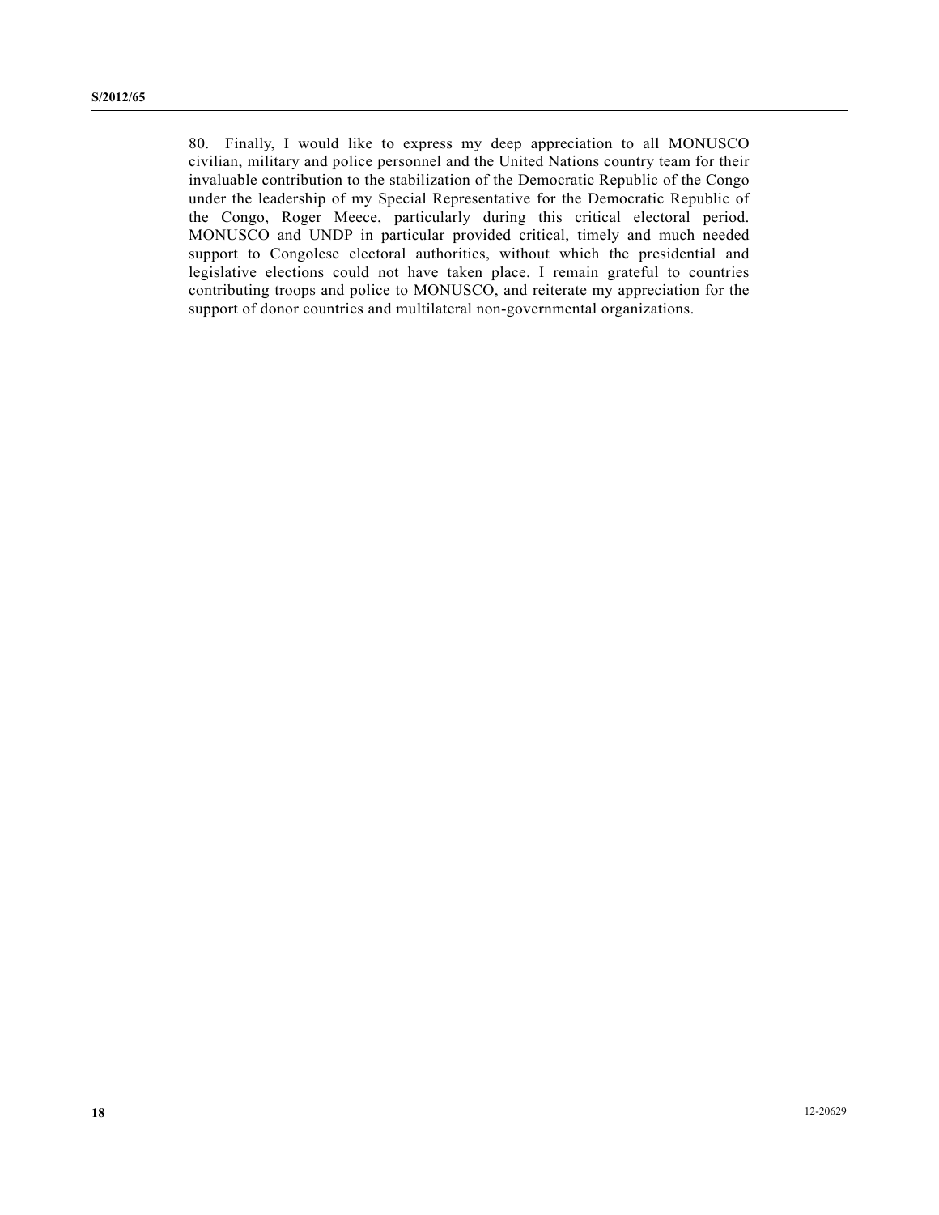80. Finally, I would like to express my deep appreciation to all MONUSCO civilian, military and police personnel and the United Nations country team for their invaluable contribution to the stabilization of the Democratic Republic of the Congo under the leadership of my Special Representative for the Democratic Republic of the Congo, Roger Meece, particularly during this critical electoral period. MONUSCO and UNDP in particular provided critical, timely and much needed support to Congolese electoral authorities, without which the presidential and legislative elections could not have taken place. I remain grateful to countries contributing troops and police to MONUSCO, and reiterate my appreciation for the support of donor countries and multilateral non-governmental organizations.